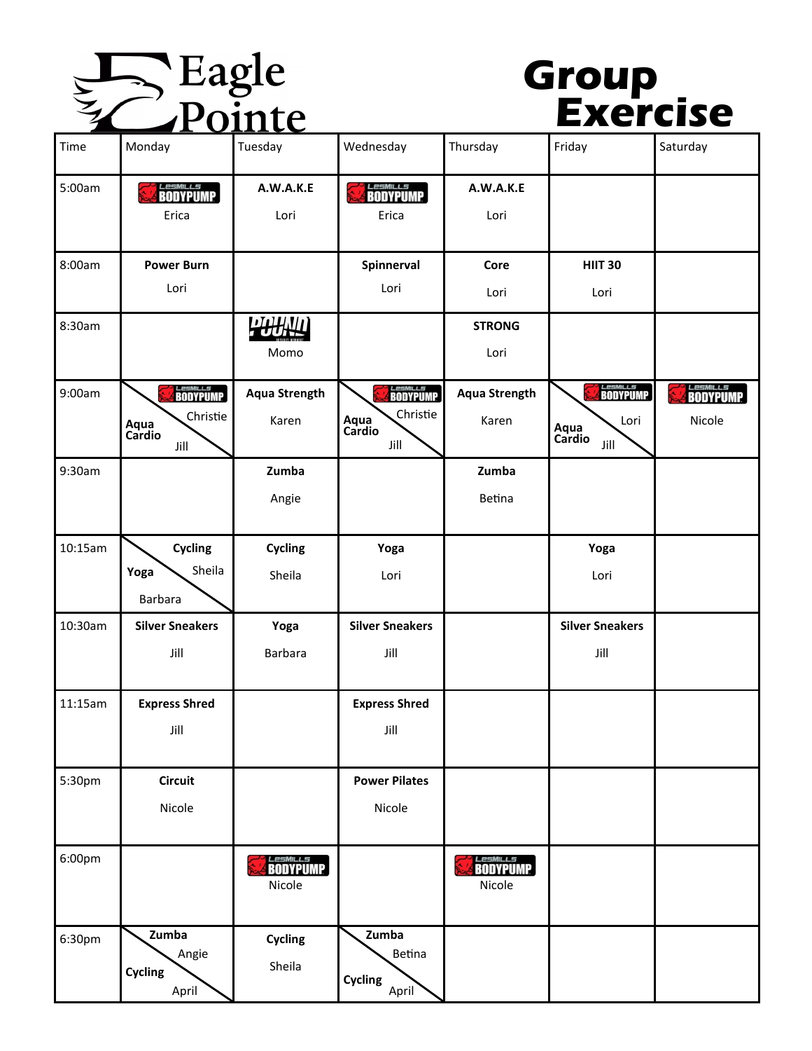# Eagle Pointe

# Group Exercise

| Time | Monday | Tuesday | Wednesday | Thursday | Friday | Saturday |
|---|---|---|---|---|---|---|
| 5:00am | BODYPUMP Erica | **A.W.A.K.E** Lori | BODYPUMP Erica | **A.W.A.K.E** Lori | | |
| 8:00am | **Power Burn** Lori | | **Spinnerval** Lori | **Core** Lori | **HIIT 30** Lori | |
| 8:30am | | POUND Momo | | **STRONG** Lori | | |
| 9:00am | BODYPUMP Christie / **Aqua Cardio** Jill | **Aqua Strength** Karen | BODYPUMP Christie / **Aqua Cardio** Jill | **Aqua Strength** Karen | BODYPUMP Lori / **Aqua Cardio** Jill | BODYPUMP Nicole |
| 9:30am | | **Zumba** Angie | | **Zumba** Betina | | |
| 10:15am | **Cycling** Sheila / **Yoga** Barbara | **Cycling** Sheila | **Yoga** Lori | | **Yoga** Lori | |
| 10:30am | **Silver Sneakers** Jill | **Yoga** Barbara | **Silver Sneakers** Jill | | **Silver Sneakers** Jill | |
| 11:15am | **Express Shred** Jill | | **Express Shred** Jill | | | |
| 5:30pm | **Circuit** Nicole | | **Power Pilates** Nicole | | | |
| 6:00pm | | BODYPUMP Nicole | | BODYPUMP Nicole | | |
| 6:30pm | **Zumba** Angie / **Cycling** April | **Cycling** Sheila | **Zumba** Betina / **Cycling** April | | | |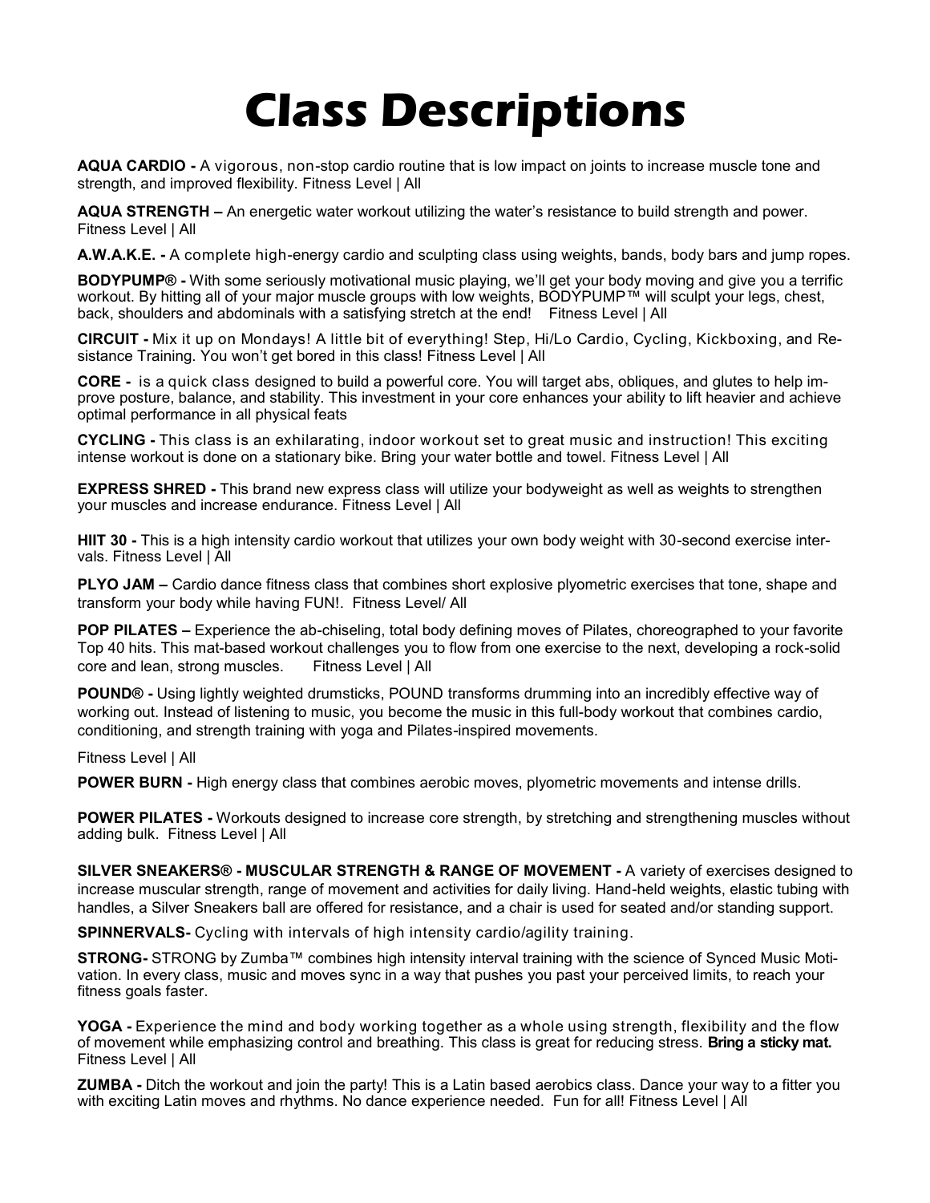# Class Descriptions

**AQUA CARDIO -** A vigorous, non-stop cardio routine that is low impact on joints to increase muscle tone and strength, and improved flexibility. Fitness Level | All

**AQUA STRENGTH –** An energetic water workout utilizing the water's resistance to build strength and power. Fitness Level | All

**A.W.A.K.E. -** A complete high-energy cardio and sculpting class using weights, bands, body bars and jump ropes.

**BODYPUMP® -** With some seriously motivational music playing, we'll get your body moving and give you a terrific workout. By hitting all of your major muscle groups with low weights, BODYPUMP™ will sculpt your legs, chest, back, shoulders and abdominals with a satisfying stretch at the end! Fitness Level | All

**CIRCUIT -** Mix it up on Mondays! A little bit of everything! Step, Hi/Lo Cardio, Cycling, Kickboxing, and Resistance Training. You won't get bored in this class! Fitness Level | All

**CORE -** is a quick class designed to build a powerful core. You will target abs, obliques, and glutes to help improve posture, balance, and stability. This investment in your core enhances your ability to lift heavier and achieve optimal performance in all physical feats

**CYCLING -** This class is an exhilarating, indoor workout set to great music and instruction! This exciting intense workout is done on a stationary bike. Bring your water bottle and towel. Fitness Level | All

**EXPRESS SHRED -** This brand new express class will utilize your bodyweight as well as weights to strengthen your muscles and increase endurance. Fitness Level | All

**HIIT 30 -** This is a high intensity cardio workout that utilizes your own body weight with 30-second exercise intervals. Fitness Level | All

**PLYO JAM –** Cardio dance fitness class that combines short explosive plyometric exercises that tone, shape and transform your body while having FUN!. Fitness Level/ All

**POP PILATES –** Experience the ab-chiseling, total body defining moves of Pilates, choreographed to your favorite Top 40 hits. This mat-based workout challenges you to flow from one exercise to the next, developing a rock-solid core and lean, strong muscles. Fitness Level | All

**POUND® -** Using lightly weighted drumsticks, POUND transforms drumming into an incredibly effective way of working out. Instead of listening to music, you become the music in this full-body workout that combines cardio, conditioning, and strength training with yoga and Pilates-inspired movements.

Fitness Level | All

**POWER BURN -** High energy class that combines aerobic moves, plyometric movements and intense drills.

**POWER PILATES -** Workouts designed to increase core strength, by stretching and strengthening muscles without adding bulk. Fitness Level | All

**SILVER SNEAKERS® - MUSCULAR STRENGTH & RANGE OF MOVEMENT -** A variety of exercises designed to increase muscular strength, range of movement and activities for daily living. Hand-held weights, elastic tubing with handles, a Silver Sneakers ball are offered for resistance, and a chair is used for seated and/or standing support.

**SPINNERVALS-** Cycling with intervals of high intensity cardio/agility training.

**STRONG-** STRONG by Zumba™ combines high intensity interval training with the science of Synced Music Motivation. In every class, music and moves sync in a way that pushes you past your perceived limits, to reach your fitness goals faster.

**YOGA -** Experience the mind and body working together as a whole using strength, flexibility and the flow of movement while emphasizing control and breathing. This class is great for reducing stress. **Bring a sticky mat.** Fitness Level | All

**ZUMBA -** Ditch the workout and join the party! This is a Latin based aerobics class. Dance your way to a fitter you with exciting Latin moves and rhythms. No dance experience needed. Fun for all! Fitness Level | All